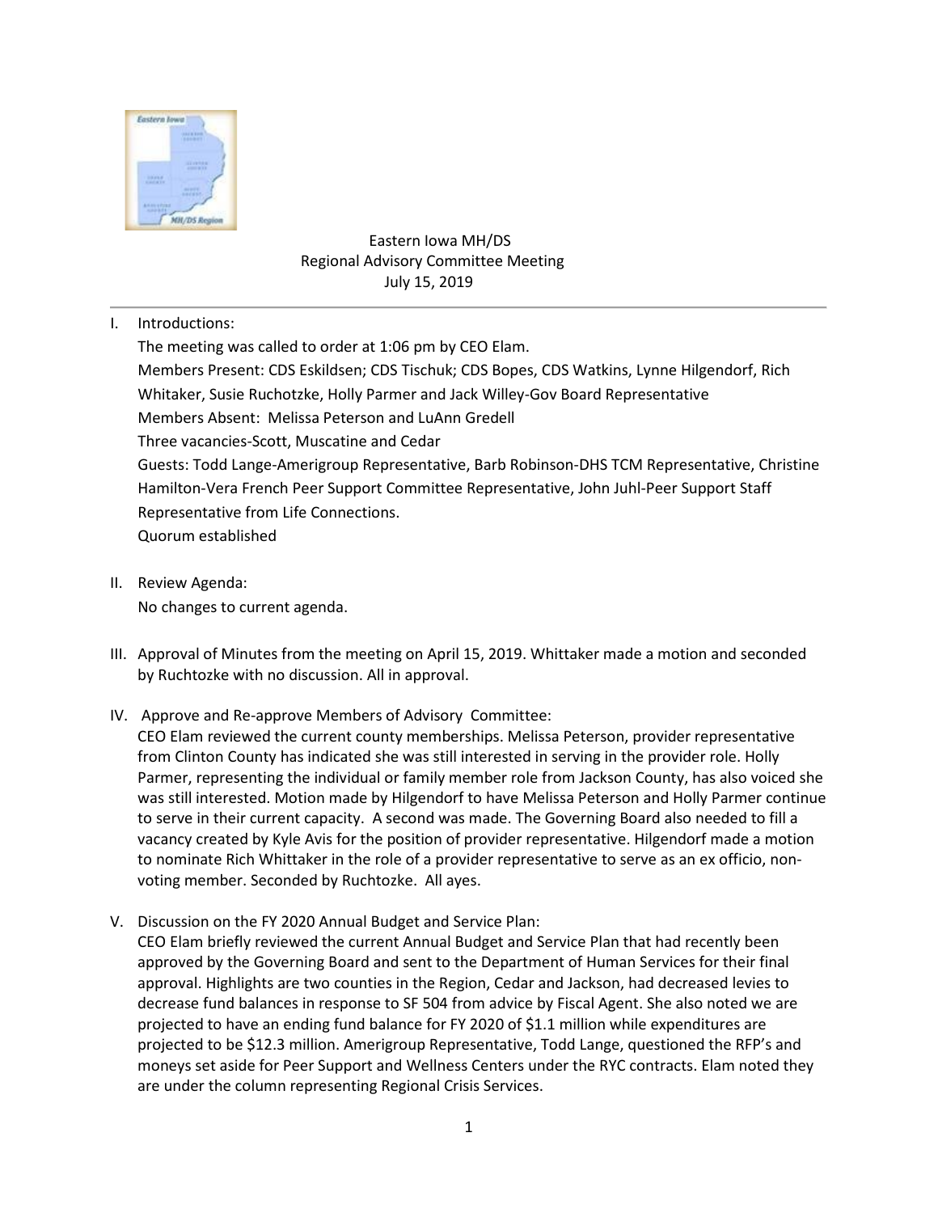# Eastern Iowa MH/DS
## Regional Advisory Committee Meeting
### July 15, 2019

I. Introductions:

The meeting was called to order at 1:06 pm by CEO Elam.

Members Present: CDS Eskildsen; CDS Tischuk; CDS Bopes, CDS Watkins, Lynne Hilgendorf, Rich Whitaker, Susie Ruchotzke, Holly Parmer and Jack Willey-Gov Board Representative

Members Absent: Melissa Peterson and LuAnn Gredell

Three vacancies-Scott, Muscatine and Cedar

Guests: Todd Lange-Amerigroup Representative, Barb Robinson-DHS TCM Representative, Christine Hamilton-Vera French Peer Support Committee Representative, John Juhl-Peer Support Staff Representative from Life Connections.

Quorum established

II. Review Agenda:

No changes to current agenda.

III. Approval of Minutes from the meeting on April 15, 2019. Whittaker made a motion and seconded by Ruchtozke with no discussion. All in approval.

IV. Approve and Re-approve Members of Advisory Committee:

CEO Elam reviewed the current county memberships. Melissa Peterson, provider representative from Clinton County has indicated she was still interested in serving in the provider role. Holly Parmer, representing the individual or family member role from Jackson County, has also voiced she was still interested. Motion made by Hilgendorf to have Melissa Peterson and Holly Parmer continue to serve in their current capacity. A second was made. The Governing Board also needed to fill a vacancy created by Kyle Avis for the position of provider representative. Hilgendorf made a motion to nominate Rich Whittaker in the role of a provider representative to serve as an ex officio, non-voting member. Seconded by Ruchtozke. All ayes.

V. Discussion on the FY 2020 Annual Budget and Service Plan:

CEO Elam briefly reviewed the current Annual Budget and Service Plan that had recently been approved by the Governing Board and sent to the Department of Human Services for their final approval. Highlights are two counties in the Region, Cedar and Jackson, had decreased levies to decrease fund balances in response to SF 504 from advice by Fiscal Agent. She also noted we are projected to have an ending fund balance for FY 2020 of $1.1 million while expenditures are projected to be $12.3 million. Amerigroup Representative, Todd Lange, questioned the RFP's and moneys set aside for Peer Support and Wellness Centers under the RYC contracts. Elam noted they are under the column representing Regional Crisis Services.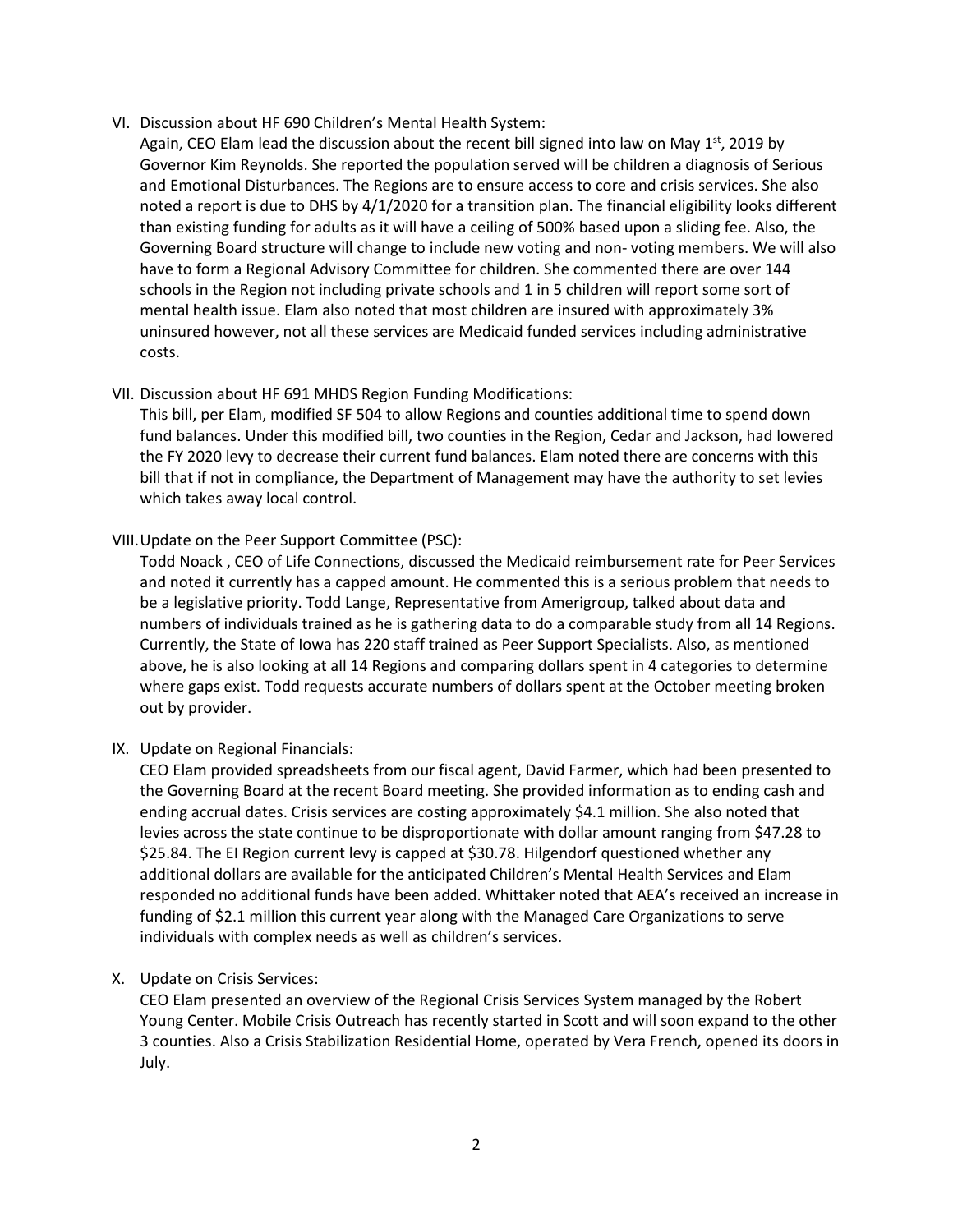VI. Discussion about HF 690 Children's Mental Health System:
Again, CEO Elam lead the discussion about the recent bill signed into law on May 1st, 2019 by Governor Kim Reynolds. She reported the population served will be children a diagnosis of Serious and Emotional Disturbances. The Regions are to ensure access to core and crisis services. She also noted a report is due to DHS by 4/1/2020 for a transition plan. The financial eligibility looks different than existing funding for adults as it will have a ceiling of 500% based upon a sliding fee. Also, the Governing Board structure will change to include new voting and non- voting members. We will also have to form a Regional Advisory Committee for children. She commented there are over 144 schools in the Region not including private schools and 1 in 5 children will report some sort of mental health issue. Elam also noted that most children are insured with approximately 3% uninsured however, not all these services are Medicaid funded services including administrative costs.

VII. Discussion about HF 691 MHDS Region Funding Modifications:
This bill, per Elam, modified SF 504 to allow Regions and counties additional time to spend down fund balances. Under this modified bill, two counties in the Region, Cedar and Jackson, had lowered the FY 2020 levy to decrease their current fund balances. Elam noted there are concerns with this bill that if not in compliance, the Department of Management may have the authority to set levies which takes away local control.

VIII. Update on the Peer Support Committee (PSC):
Todd Noack , CEO of Life Connections, discussed the Medicaid reimbursement rate for Peer Services and noted it currently has a capped amount. He commented this is a serious problem that needs to be a legislative priority. Todd Lange, Representative from Amerigroup, talked about data and numbers of individuals trained as he is gathering data to do a comparable study from all 14 Regions. Currently, the State of Iowa has 220 staff trained as Peer Support Specialists. Also, as mentioned above, he is also looking at all 14 Regions and comparing dollars spent in 4 categories to determine where gaps exist. Todd requests accurate numbers of dollars spent at the October meeting broken out by provider.

IX. Update on Regional Financials:
CEO Elam provided spreadsheets from our fiscal agent, David Farmer, which had been presented to the Governing Board at the recent Board meeting. She provided information as to ending cash and ending accrual dates. Crisis services are costing approximately $4.1 million. She also noted that levies across the state continue to be disproportionate with dollar amount ranging from $47.28 to $25.84. The EI Region current levy is capped at $30.78. Hilgendorf questioned whether any additional dollars are available for the anticipated Children's Mental Health Services and Elam responded no additional funds have been added. Whittaker noted that AEA's received an increase in funding of $2.1 million this current year along with the Managed Care Organizations to serve individuals with complex needs as well as children's services.

X. Update on Crisis Services:
CEO Elam presented an overview of the Regional Crisis Services System managed by the Robert Young Center. Mobile Crisis Outreach has recently started in Scott and will soon expand to the other 3 counties. Also a Crisis Stabilization Residential Home, operated by Vera French, opened its doors in July.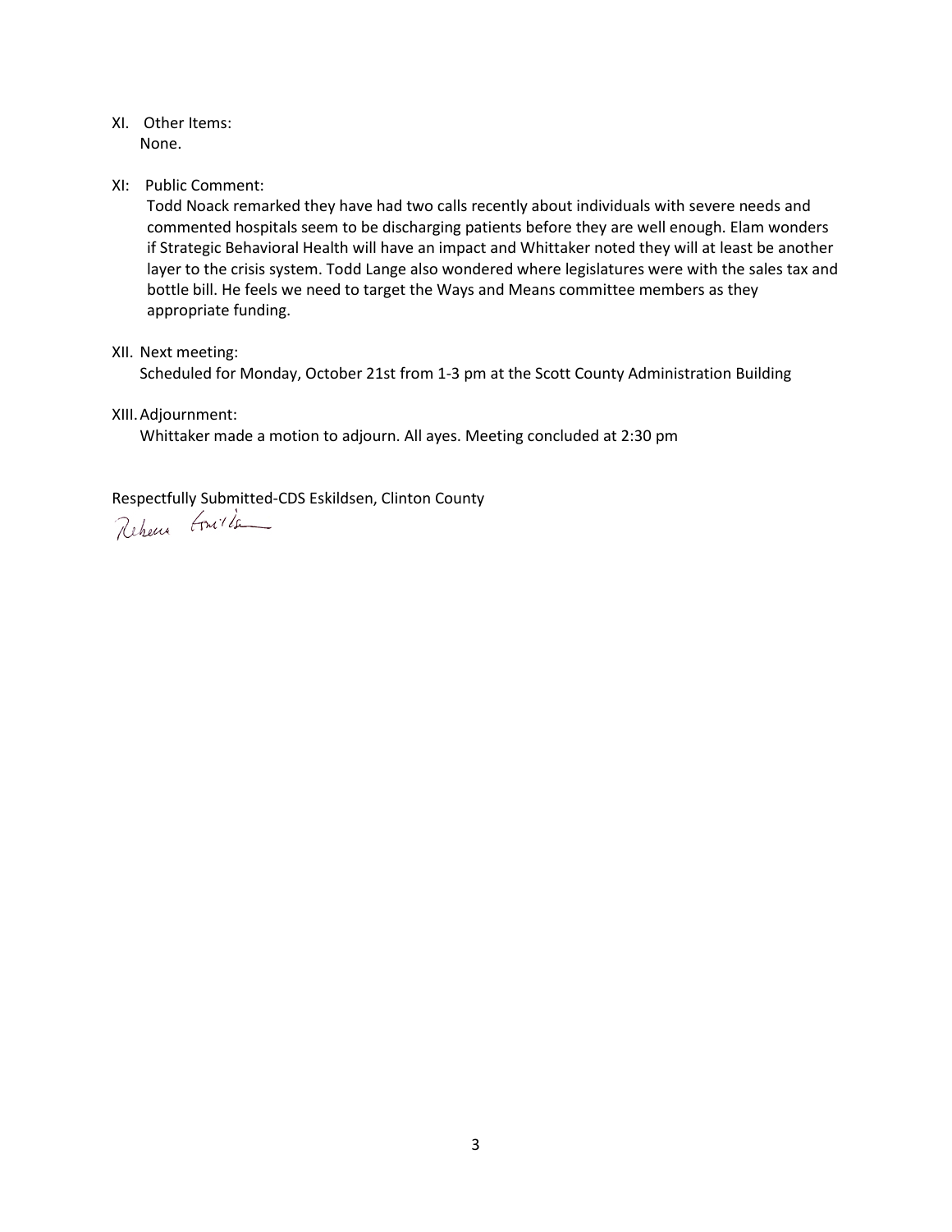XI. Other Items:
None.

XI: Public Comment:
Todd Noack remarked they have had two calls recently about individuals with severe needs and commented hospitals seem to be discharging patients before they are well enough. Elam wonders if Strategic Behavioral Health will have an impact and Whittaker noted they will at least be another layer to the crisis system. Todd Lange also wondered where legislatures were with the sales tax and bottle bill. He feels we need to target the Ways and Means committee members as they appropriate funding.

XII. Next meeting:
Scheduled for Monday, October 21st from 1-3 pm at the Scott County Administration Building

XIII. Adjournment:
Whittaker made a motion to adjourn. All ayes. Meeting concluded at 2:30 pm

Respectfully Submitted-CDS Eskildsen, Clinton County